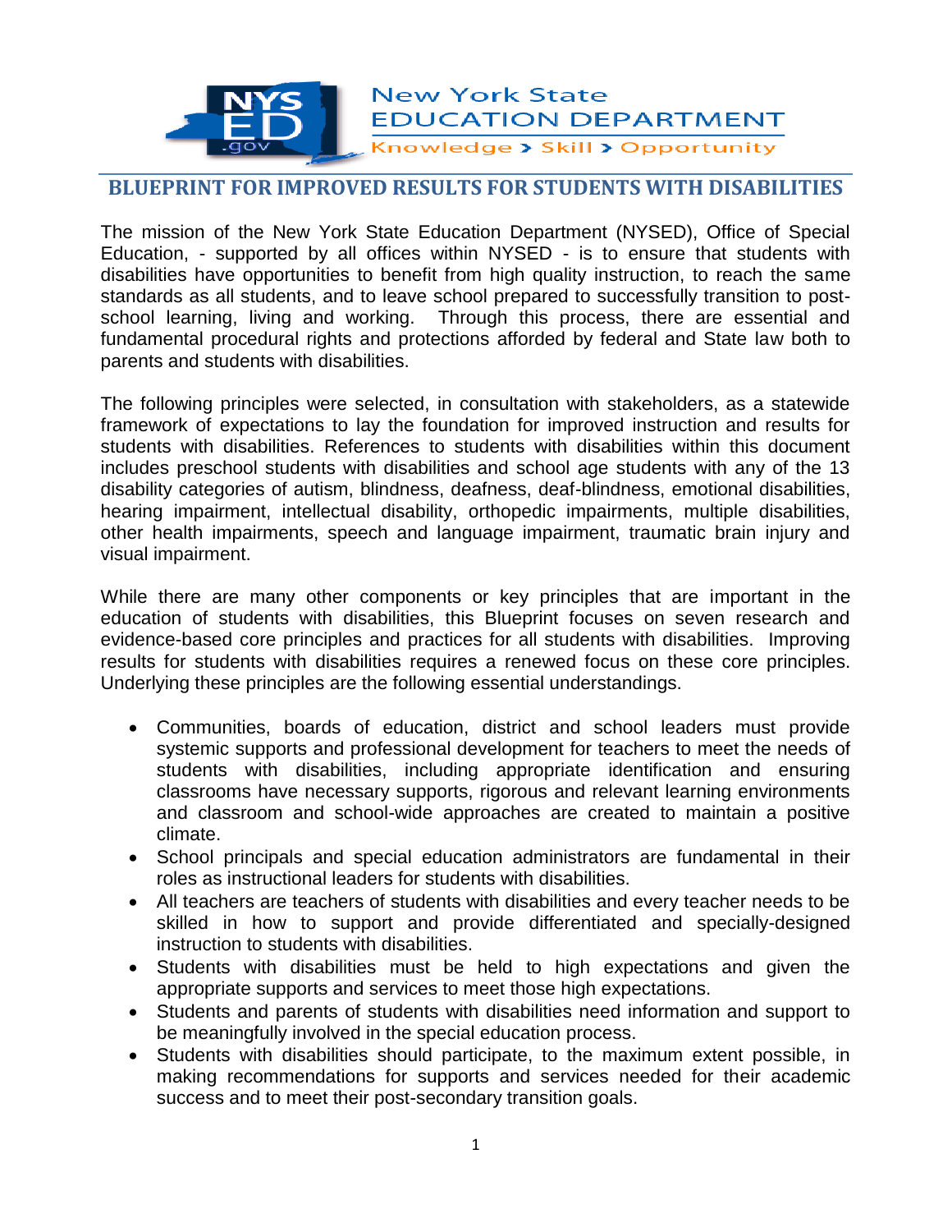New York State EDUCATION DEPARTMENT
Knowledge > Skill > Opportunity

# BLUEPRINT FOR IMPROVED RESULTS FOR STUDENTS WITH DISABILITIES

The mission of the New York State Education Department (NYSED), Office of Special Education, - supported by all offices within NYSED - is to ensure that students with disabilities have opportunities to benefit from high quality instruction, to reach the same standards as all students, and to leave school prepared to successfully transition to post-school learning, living and working. Through this process, there are essential and fundamental procedural rights and protections afforded by federal and State law both to parents and students with disabilities.

The following principles were selected, in consultation with stakeholders, as a statewide framework of expectations to lay the foundation for improved instruction and results for students with disabilities. References to students with disabilities within this document includes preschool students with disabilities and school age students with any of the 13 disability categories of autism, blindness, deafness, deaf-blindness, emotional disabilities, hearing impairment, intellectual disability, orthopedic impairments, multiple disabilities, other health impairments, speech and language impairment, traumatic brain injury and visual impairment.

While there are many other components or key principles that are important in the education of students with disabilities, this Blueprint focuses on seven research and evidence-based core principles and practices for all students with disabilities. Improving results for students with disabilities requires a renewed focus on these core principles. Underlying these principles are the following essential understandings.

- Communities, boards of education, district and school leaders must provide systemic supports and professional development for teachers to meet the needs of students with disabilities, including appropriate identification and ensuring classrooms have necessary supports, rigorous and relevant learning environments and classroom and school-wide approaches are created to maintain a positive climate.
- School principals and special education administrators are fundamental in their roles as instructional leaders for students with disabilities.
- All teachers are teachers of students with disabilities and every teacher needs to be skilled in how to support and provide differentiated and specially-designed instruction to students with disabilities.
- Students with disabilities must be held to high expectations and given the appropriate supports and services to meet those high expectations.
- Students and parents of students with disabilities need information and support to be meaningfully involved in the special education process.
- Students with disabilities should participate, to the maximum extent possible, in making recommendations for supports and services needed for their academic success and to meet their post-secondary transition goals.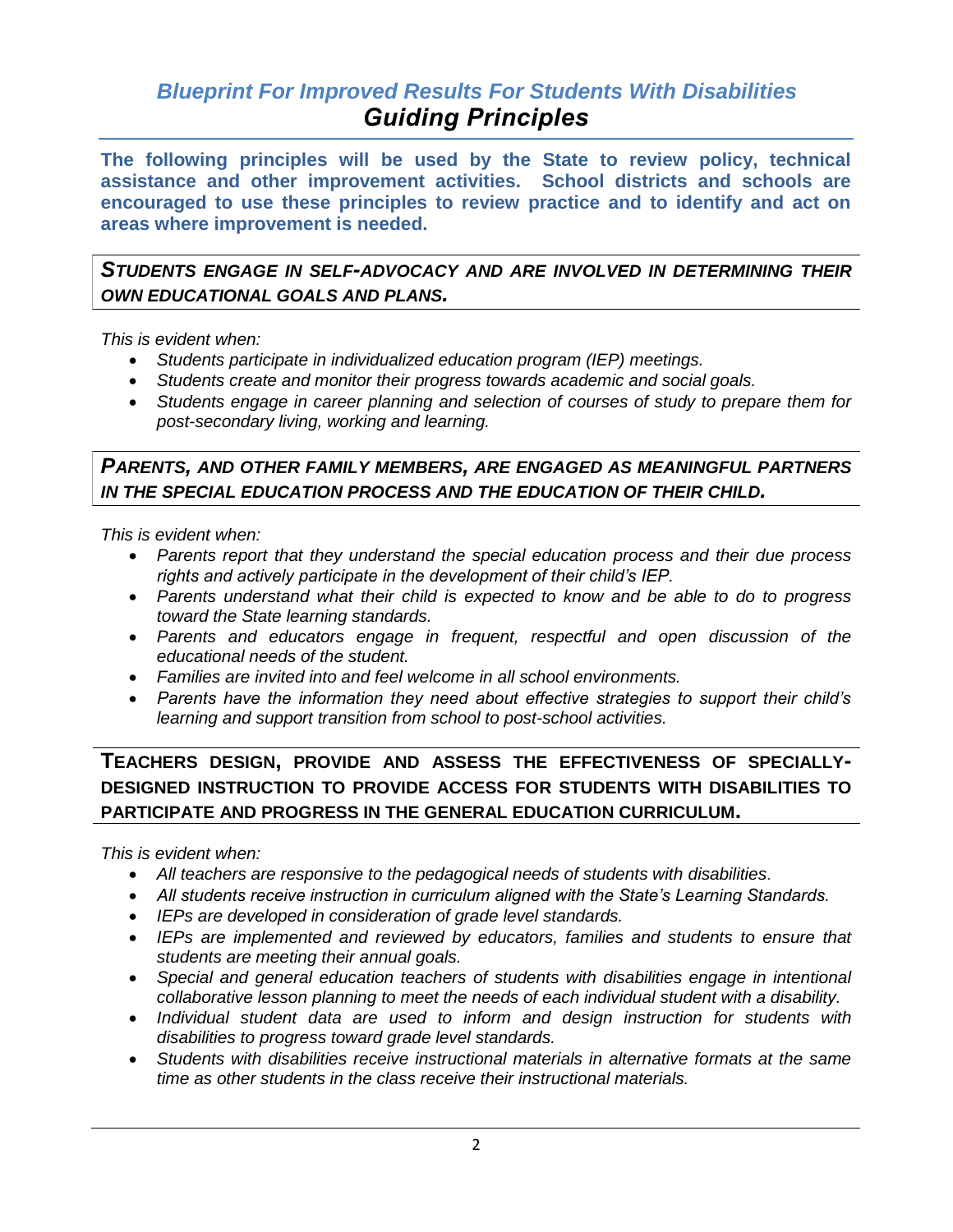# *Blueprint For Improved Results For Students With Disabilities*

## *Guiding Principles*

**The following principles will be used by the State to review policy, technical assistance and other improvement activities. School districts and schools are encouraged to use these principles to review practice and to identify and act on areas where improvement is needed.**

### ***STUDENTS ENGAGE IN SELF-ADVOCACY AND ARE INVOLVED IN DETERMINING THEIR OWN EDUCATIONAL GOALS AND PLANS.***

*This is evident when:*

- *Students participate in individualized education program (IEP) meetings.*
- *Students create and monitor their progress towards academic and social goals.*
- *Students engage in career planning and selection of courses of study to prepare them for post-secondary living, working and learning.*

### ***PARENTS, AND OTHER FAMILY MEMBERS, ARE ENGAGED AS MEANINGFUL PARTNERS IN THE SPECIAL EDUCATION PROCESS AND THE EDUCATION OF THEIR CHILD.***

*This is evident when:*

- *Parents report that they understand the special education process and their due process rights and actively participate in the development of their child's IEP.*
- *Parents understand what their child is expected to know and be able to do to progress toward the State learning standards.*
- *Parents and educators engage in frequent, respectful and open discussion of the educational needs of the student.*
- *Families are invited into and feel welcome in all school environments.*
- *Parents have the information they need about effective strategies to support their child's learning and support transition from school to post-school activities.*

### **TEACHERS DESIGN, PROVIDE AND ASSESS THE EFFECTIVENESS OF SPECIALLY-DESIGNED INSTRUCTION TO PROVIDE ACCESS FOR STUDENTS WITH DISABILITIES TO PARTICIPATE AND PROGRESS IN THE GENERAL EDUCATION CURRICULUM.**

*This is evident when:*

- *All teachers are responsive to the pedagogical needs of students with disabilities.*
- *All students receive instruction in curriculum aligned with the State's Learning Standards.*
- *IEPs are developed in consideration of grade level standards.*
- *IEPs are implemented and reviewed by educators, families and students to ensure that students are meeting their annual goals.*
- *Special and general education teachers of students with disabilities engage in intentional collaborative lesson planning to meet the needs of each individual student with a disability.*
- *Individual student data are used to inform and design instruction for students with disabilities to progress toward grade level standards.*
- *Students with disabilities receive instructional materials in alternative formats at the same time as other students in the class receive their instructional materials.*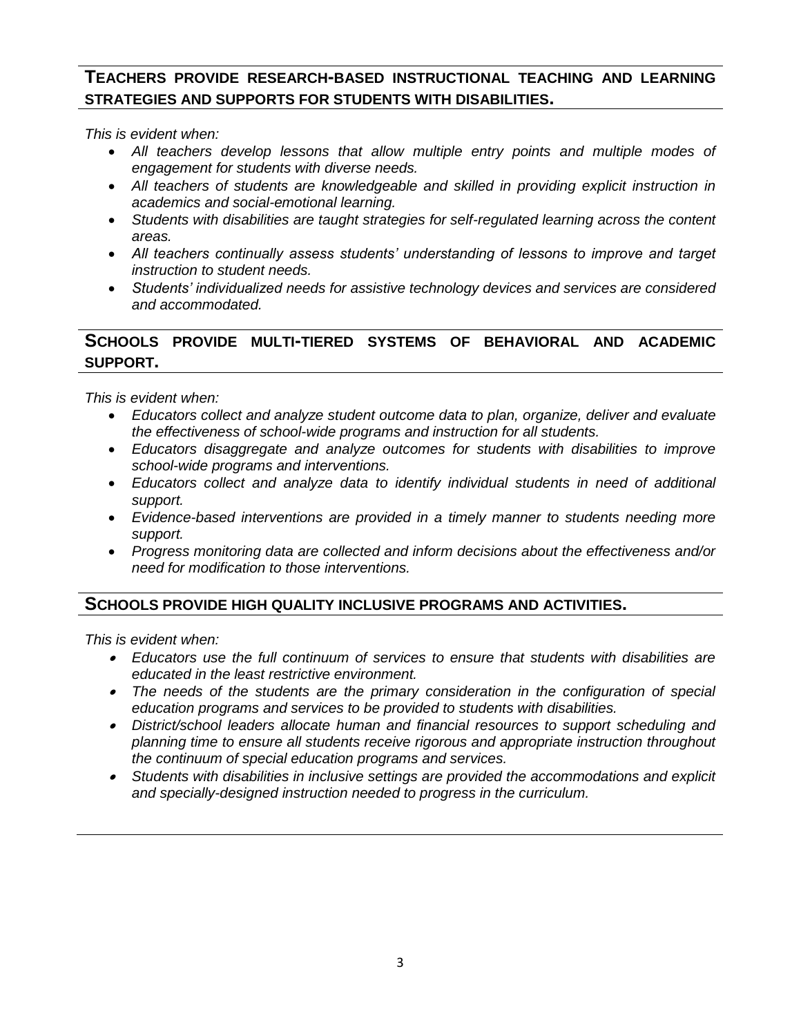## TEACHERS PROVIDE RESEARCH-BASED INSTRUCTIONAL TEACHING AND LEARNING STRATEGIES AND SUPPORTS FOR STUDENTS WITH DISABILITIES.

*This is evident when:*

- *All teachers develop lessons that allow multiple entry points and multiple modes of engagement for students with diverse needs.*
- *All teachers of students are knowledgeable and skilled in providing explicit instruction in academics and social-emotional learning.*
- *Students with disabilities are taught strategies for self-regulated learning across the content areas.*
- *All teachers continually assess students' understanding of lessons to improve and target instruction to student needs.*
- *Students' individualized needs for assistive technology devices and services are considered and accommodated.*

## SCHOOLS PROVIDE MULTI-TIERED SYSTEMS OF BEHAVIORAL AND ACADEMIC SUPPORT.

*This is evident when:*

- *Educators collect and analyze student outcome data to plan, organize, deliver and evaluate the effectiveness of school-wide programs and instruction for all students.*
- *Educators disaggregate and analyze outcomes for students with disabilities to improve school-wide programs and interventions.*
- *Educators collect and analyze data to identify individual students in need of additional support.*
- *Evidence-based interventions are provided in a timely manner to students needing more support.*
- *Progress monitoring data are collected and inform decisions about the effectiveness and/or need for modification to those interventions.*

## SCHOOLS PROVIDE HIGH QUALITY INCLUSIVE PROGRAMS AND ACTIVITIES.

*This is evident when:*

- *Educators use the full continuum of services to ensure that students with disabilities are educated in the least restrictive environment.*
- *The needs of the students are the primary consideration in the configuration of special education programs and services to be provided to students with disabilities.*
- *District/school leaders allocate human and financial resources to support scheduling and planning time to ensure all students receive rigorous and appropriate instruction throughout the continuum of special education programs and services.*
- *Students with disabilities in inclusive settings are provided the accommodations and explicit and specially-designed instruction needed to progress in the curriculum.*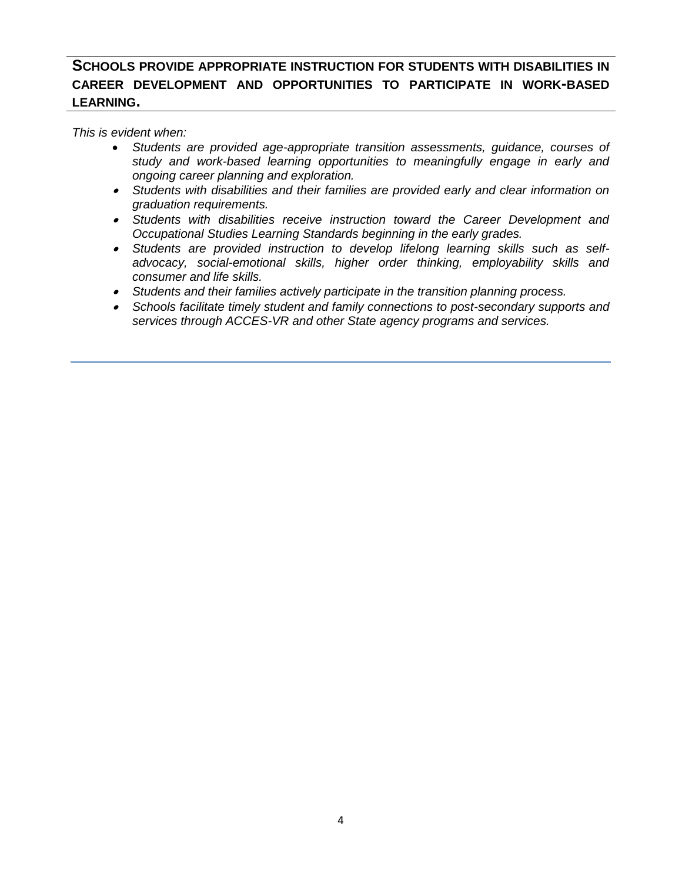## SCHOOLS PROVIDE APPROPRIATE INSTRUCTION FOR STUDENTS WITH DISABILITIES IN CAREER DEVELOPMENT AND OPPORTUNITIES TO PARTICIPATE IN WORK-BASED LEARNING.

*This is evident when:*

- *Students are provided age-appropriate transition assessments, guidance, courses of study and work-based learning opportunities to meaningfully engage in early and ongoing career planning and exploration.*
- *Students with disabilities and their families are provided early and clear information on graduation requirements.*
- *Students with disabilities receive instruction toward the Career Development and Occupational Studies Learning Standards beginning in the early grades.*
- *Students are provided instruction to develop lifelong learning skills such as self-advocacy, social-emotional skills, higher order thinking, employability skills and consumer and life skills.*
- *Students and their families actively participate in the transition planning process.*
- *Schools facilitate timely student and family connections to post-secondary supports and services through ACCES-VR and other State agency programs and services.*